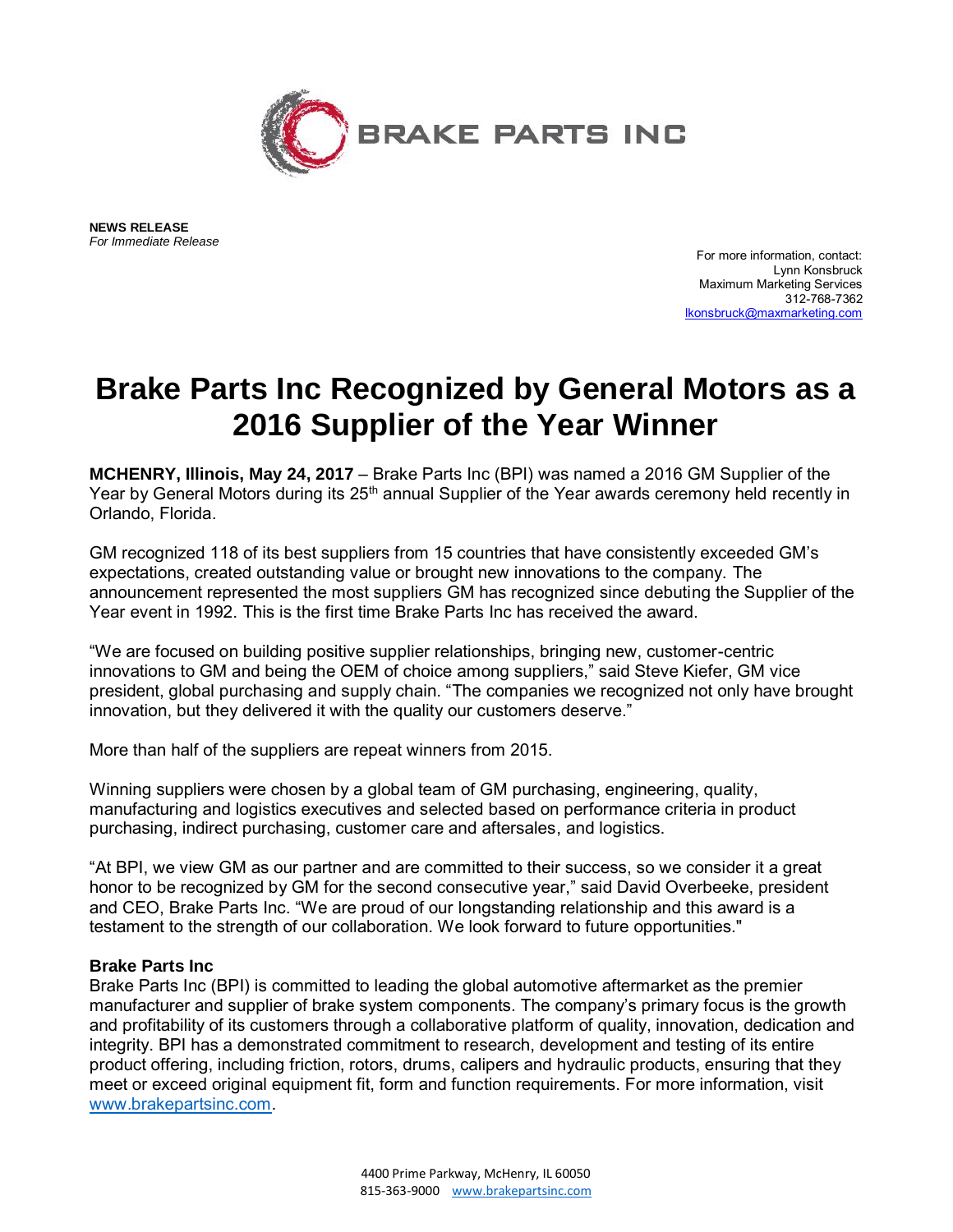BRAKE PARTS INC

**NEWS RELEASE**
*For Immediate Release*

For more information, contact:
Lynn Konsbruck
Maximum Marketing Services
312-768-7362
lkonsbruck@maxmarketing.com

# Brake Parts Inc Recognized by General Motors as a 2016 Supplier of the Year Winner

**MCHENRY, Illinois, May 24, 2017** – Brake Parts Inc (BPI) was named a 2016 GM Supplier of the Year by General Motors during its 25th annual Supplier of the Year awards ceremony held recently in Orlando, Florida.

GM recognized 118 of its best suppliers from 15 countries that have consistently exceeded GM's expectations, created outstanding value or brought new innovations to the company. The announcement represented the most suppliers GM has recognized since debuting the Supplier of the Year event in 1992. This is the first time Brake Parts Inc has received the award.

"We are focused on building positive supplier relationships, bringing new, customer-centric innovations to GM and being the OEM of choice among suppliers," said Steve Kiefer, GM vice president, global purchasing and supply chain. "The companies we recognized not only have brought innovation, but they delivered it with the quality our customers deserve."

More than half of the suppliers are repeat winners from 2015.

Winning suppliers were chosen by a global team of GM purchasing, engineering, quality, manufacturing and logistics executives and selected based on performance criteria in product purchasing, indirect purchasing, customer care and aftersales, and logistics.

"At BPI, we view GM as our partner and are committed to their success, so we consider it a great honor to be recognized by GM for the second consecutive year," said David Overbeeke, president and CEO, Brake Parts Inc. "We are proud of our longstanding relationship and this award is a testament to the strength of our collaboration. We look forward to future opportunities."

**Brake Parts Inc**
Brake Parts Inc (BPI) is committed to leading the global automotive aftermarket as the premier manufacturer and supplier of brake system components. The company's primary focus is the growth and profitability of its customers through a collaborative platform of quality, innovation, dedication and integrity. BPI has a demonstrated commitment to research, development and testing of its entire product offering, including friction, rotors, drums, calipers and hydraulic products, ensuring that they meet or exceed original equipment fit, form and function requirements. For more information, visit www.brakepartsinc.com.

4400 Prime Parkway, McHenry, IL 60050
815-363-9000 www.brakepartsinc.com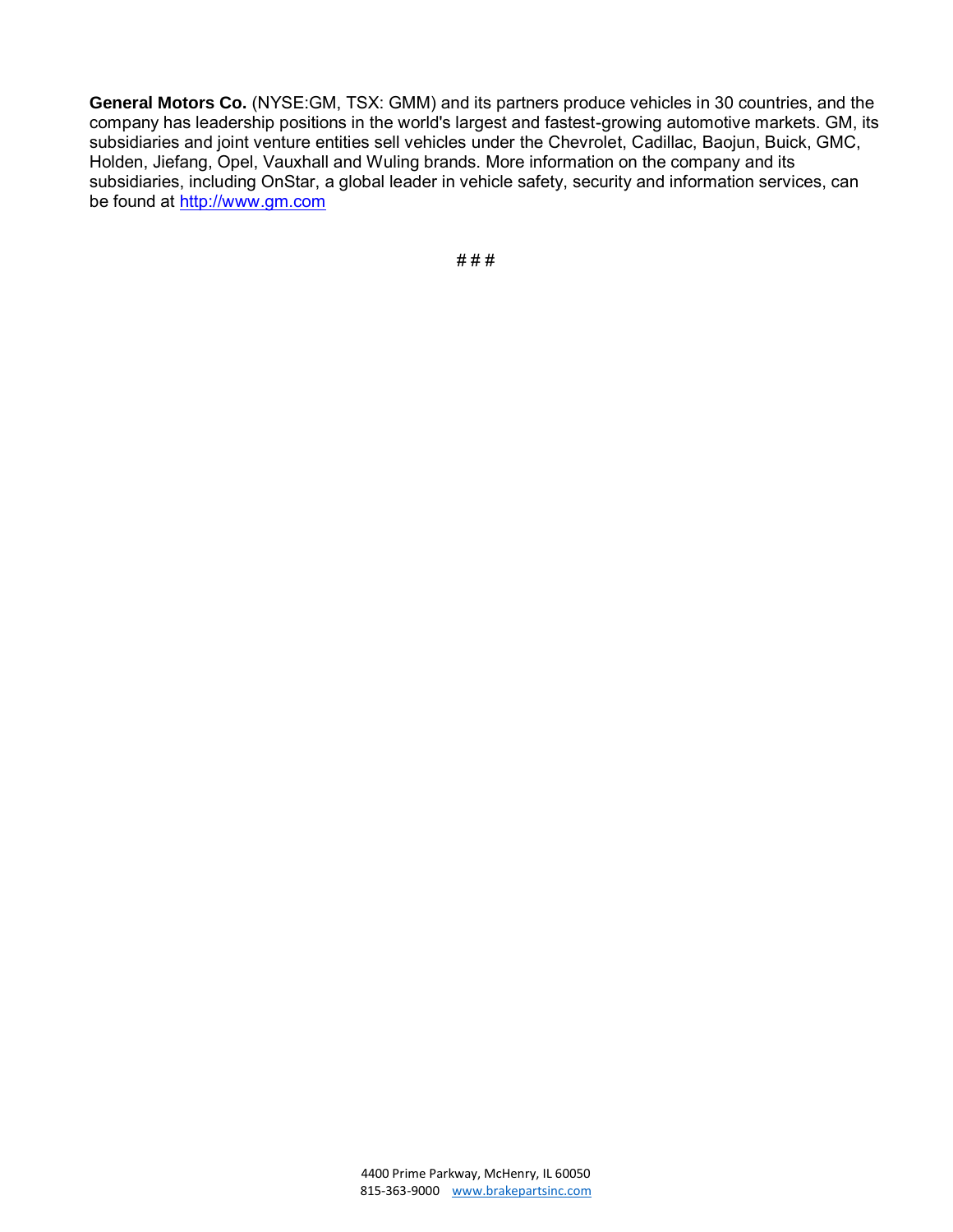**General Motors Co.** (NYSE:GM, TSX: GMM) and its partners produce vehicles in 30 countries, and the company has leadership positions in the world's largest and fastest-growing automotive markets. GM, its subsidiaries and joint venture entities sell vehicles under the Chevrolet, Cadillac, Baojun, Buick, GMC, Holden, Jiefang, Opel, Vauxhall and Wuling brands. More information on the company and its subsidiaries, including OnStar, a global leader in vehicle safety, security and information services, can be found at http://www.gm.com

# # #